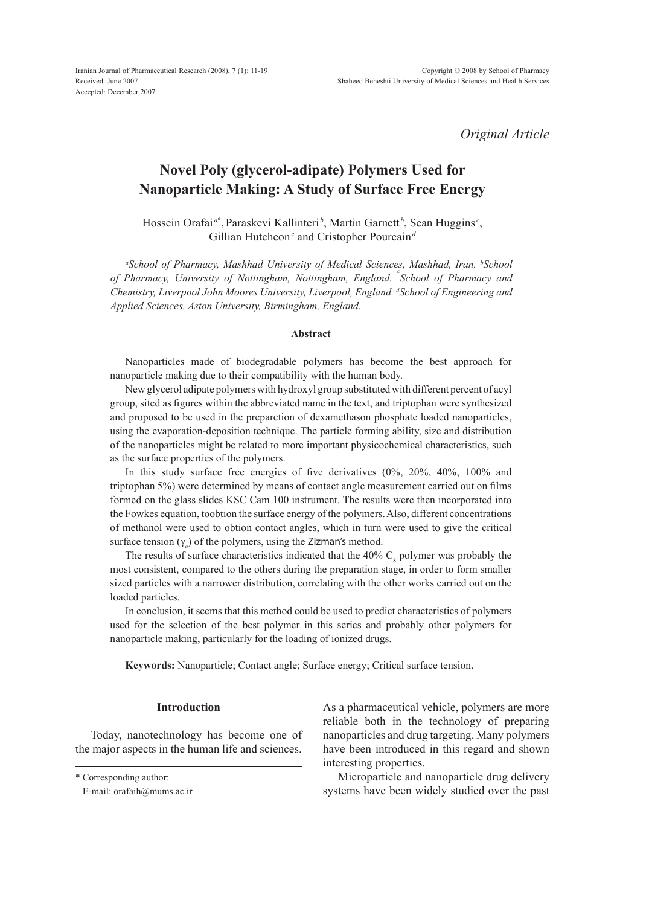*Original Article*

# Novel Poly (glycerol-adipate) Polymers Used for Nanoparticle Making: A Study of Surface Free Energy

Hossein Orafai[a*], Paraskevi Kallinteri[b], Martin Garnett[b], Sean Huggins[c], Gillian Hutcheon[c] and Cristopher Pourcain[d]

*[a]School of Pharmacy, Mashhad University of Medical Sciences, Mashhad, Iran. [b]School of Pharmacy, University of Nottingham, Nottingham, England. [c]School of Pharmacy and Chemistry, Liverpool John Moores University, Liverpool, England. [d]School of Engineering and Applied Sciences, Aston University, Birmingham, England.*

### Abstract

Nanoparticles made of biodegradable polymers has become the best approach for nanoparticle making due to their compatibility with the human body.

New glycerol adipate polymers with hydroxyl group substituted with different percent of acyl group, sited as figures within the abbreviated name in the text, and triptophan were synthesized and proposed to be used in the preparction of dexamethason phosphate loaded nanoparticles, using the evaporation-deposition technique. The particle forming ability, size and distribution of the nanoparticles might be related to more important physicochemical characteristics, such as the surface properties of the polymers.

In this study surface free energies of five derivatives (0%, 20%, 40%, 100% and triptophan 5%) were determined by means of contact angle measurement carried out on films formed on the glass slides KSC Cam 100 instrument. The results were then incorporated into the Fowkes equation, toobtion the surface energy of the polymers. Also, different concentrations of methanol were used to obtion contact angles, which in turn were used to give the critical surface tension ($\gamma_c$) of the polymers, using the Zizman's method.

The results of surface characteristics indicated that the 40% $C_8$ polymer was probably the most consistent, compared to the others during the preparation stage, in order to form smaller sized particles with a narrower distribution, correlating with the other works carried out on the loaded particles.

In conclusion, it seems that this method could be used to predict characteristics of polymers used for the selection of the best polymer in this series and probably other polymers for nanoparticle making, particularly for the loading of ionized drugs.

**Keywords:** Nanoparticle; Contact angle; Surface energy; Critical surface tension.

## Introduction

Today, nanotechnology has become one of the major aspects in the human life and sciences. As a pharmaceutical vehicle, polymers are more reliable both in the technology of preparing nanoparticles and drug targeting. Many polymers have been introduced in this regard and shown interesting properties.

Microparticle and nanoparticle drug delivery systems have been widely studied over the past

\* Corresponding author:
E-mail: orafaih@mums.ac.ir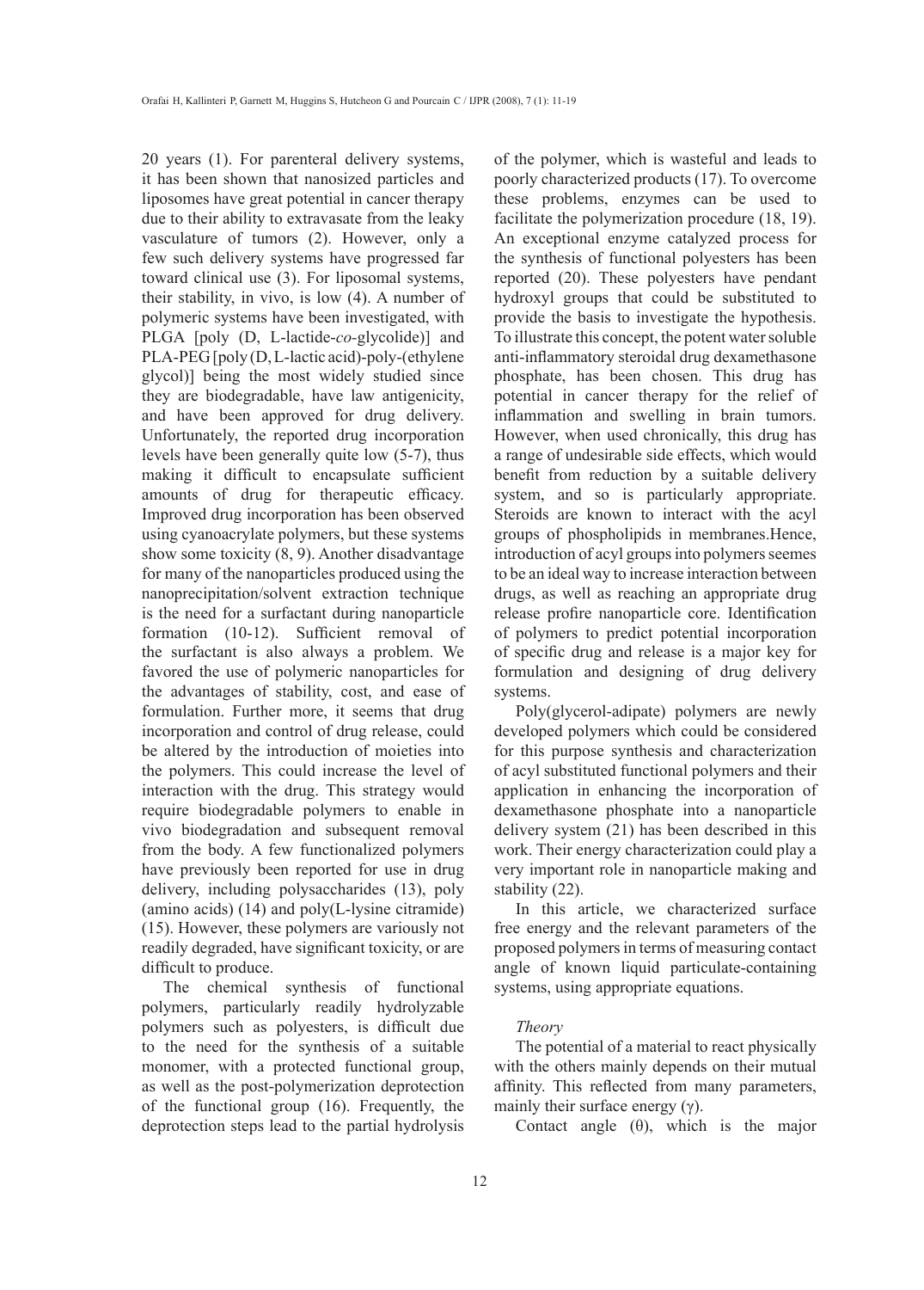20 years (1). For parenteral delivery systems, it has been shown that nanosized particles and liposomes have great potential in cancer therapy due to their ability to extravasate from the leaky vasculature of tumors (2). However, only a few such delivery systems have progressed far toward clinical use (3). For liposomal systems, their stability, in vivo, is low (4). A number of polymeric systems have been investigated, with PLGA [poly (D, L-lactide-*co*-glycolide)] and PLA-PEG [poly (D, L-lactic acid)-poly-(ethylene glycol)] being the most widely studied since they are biodegradable, have law antigenicity, and have been approved for drug delivery. Unfortunately, the reported drug incorporation levels have been generally quite low (5-7), thus making it difficult to encapsulate sufficient amounts of drug for therapeutic efficacy. Improved drug incorporation has been observed using cyanoacrylate polymers, but these systems show some toxicity (8, 9). Another disadvantage for many of the nanoparticles produced using the nanoprecipitation/solvent extraction technique is the need for a surfactant during nanoparticle formation (10-12). Sufficient removal of the surfactant is also always a problem. We favored the use of polymeric nanoparticles for the advantages of stability, cost, and ease of formulation. Further more, it seems that drug incorporation and control of drug release, could be altered by the introduction of moieties into the polymers. This could increase the level of interaction with the drug. This strategy would require biodegradable polymers to enable in vivo biodegradation and subsequent removal from the body. A few functionalized polymers have previously been reported for use in drug delivery, including polysaccharides (13), poly (amino acids) (14) and poly(L-lysine citramide) (15). However, these polymers are variously not readily degraded, have significant toxicity, or are difficult to produce.

The chemical synthesis of functional polymers, particularly readily hydrolyzable polymers such as polyesters, is difficult due to the need for the synthesis of a suitable monomer, with a protected functional group, as well as the post-polymerization deprotection of the functional group (16). Frequently, the deprotection steps lead to the partial hydrolysis of the polymer, which is wasteful and leads to poorly characterized products (17). To overcome these problems, enzymes can be used to facilitate the polymerization procedure (18, 19). An exceptional enzyme catalyzed process for the synthesis of functional polyesters has been reported (20). These polyesters have pendant hydroxyl groups that could be substituted to provide the basis to investigate the hypothesis. To illustrate this concept, the potent water soluble anti-inflammatory steroidal drug dexamethasone phosphate, has been chosen. This drug has potential in cancer therapy for the relief of inflammation and swelling in brain tumors. However, when used chronically, this drug has a range of undesirable side effects, which would benefit from reduction by a suitable delivery system, and so is particularly appropriate. Steroids are known to interact with the acyl groups of phospholipids in membranes.Hence, introduction of acyl groups into polymers seemes to be an ideal way to increase interaction between drugs, as well as reaching an appropriate drug release profire nanoparticle core. Identification of polymers to predict potential incorporation of specific drug and release is a major key for formulation and designing of drug delivery systems.

Poly(glycerol-adipate) polymers are newly developed polymers which could be considered for this purpose synthesis and characterization of acyl substituted functional polymers and their application in enhancing the incorporation of dexamethasone phosphate into a nanoparticle delivery system (21) has been described in this work. Their energy characterization could play a very important role in nanoparticle making and stability (22).

In this article, we characterized surface free energy and the relevant parameters of the proposed polymers in terms of measuring contact angle of known liquid particulate-containing systems, using appropriate equations.

### *Theory*

The potential of a material to react physically with the others mainly depends on their mutual affinity. This reflected from many parameters, mainly their surface energy ($\gamma$).

Contact angle ($\theta$), which is the major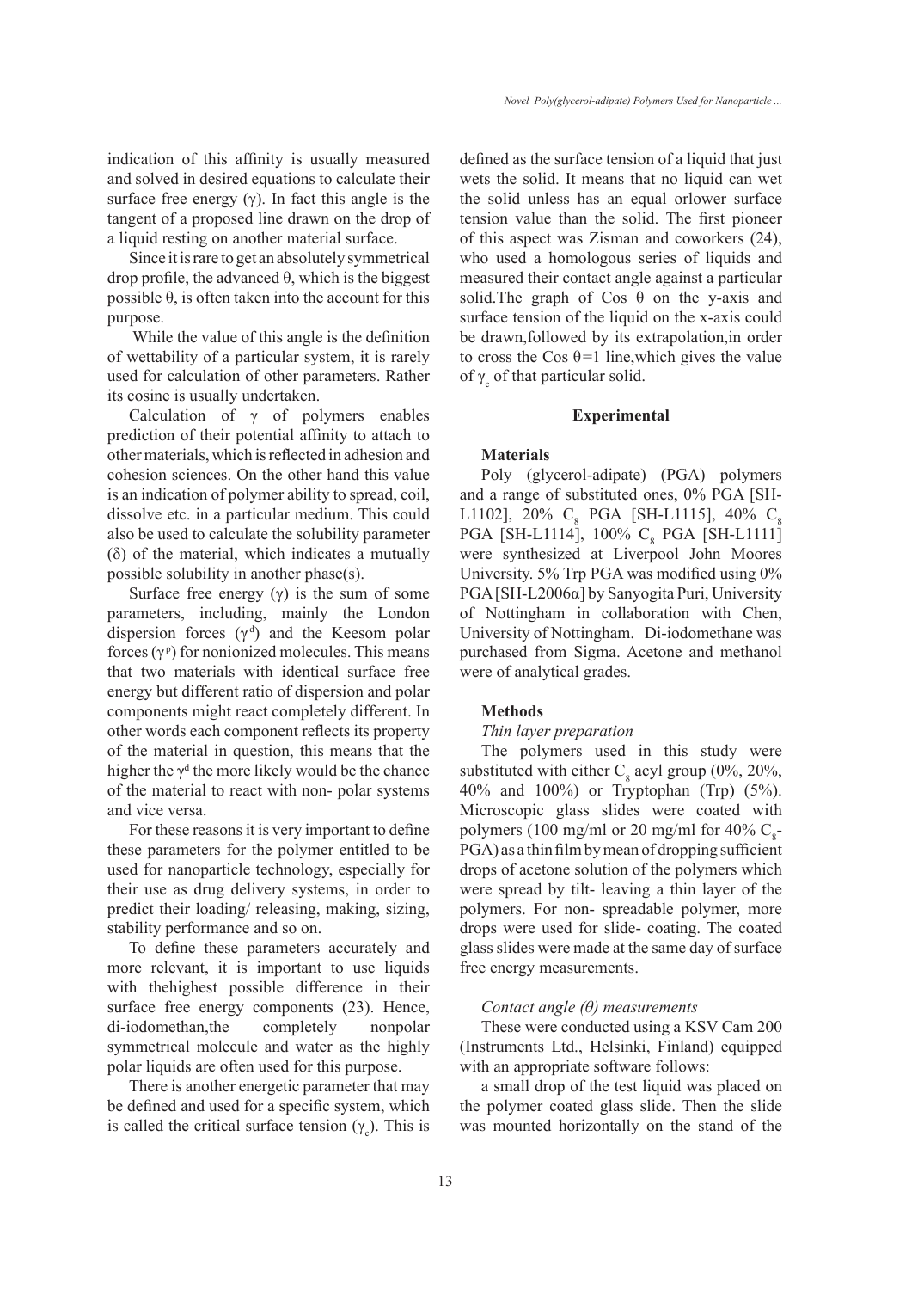indication of this affinity is usually measured and solved in desired equations to calculate their surface free energy (γ). In fact this angle is the tangent of a proposed line drawn on the drop of a liquid resting on another material surface.

Since it is rare to get an absolutely symmetrical drop profile, the advanced θ, which is the biggest possible θ, is often taken into the account for this purpose.

While the value of this angle is the definition of wettability of a particular system, it is rarely used for calculation of other parameters. Rather its cosine is usually undertaken.

Calculation of γ of polymers enables prediction of their potential affinity to attach to other materials, which is reflected in adhesion and cohesion sciences. On the other hand this value is an indication of polymer ability to spread, coil, dissolve etc. in a particular medium. This could also be used to calculate the solubility parameter (δ) of the material, which indicates a mutually possible solubility in another phase(s).

Surface free energy (γ) is the sum of some parameters, including, mainly the London dispersion forces ($\gamma^d$) and the Keesom polar forces ($\gamma^p$) for nonionized molecules. This means that two materials with identical surface free energy but different ratio of dispersion and polar components might react completely different. In other words each component reflects its property of the material in question, this means that the higher the $\gamma^d$ the more likely would be the chance of the material to react with non- polar systems and vice versa.

For these reasons it is very important to define these parameters for the polymer entitled to be used for nanoparticle technology, especially for their use as drug delivery systems, in order to predict their loading/ releasing, making, sizing, stability performance and so on.

To define these parameters accurately and more relevant, it is important to use liquids with thehighest possible difference in their surface free energy components (23). Hence, di-iodomethan,the completely nonpolar symmetrical molecule and water as the highly polar liquids are often used for this purpose.

There is another energetic parameter that may be defined and used for a specific system, which is called the critical surface tension ($\gamma_c$). This is defined as the surface tension of a liquid that just wets the solid. It means that no liquid can wet the solid unless has an equal orlower surface tension value than the solid. The first pioneer of this aspect was Zisman and coworkers (24), who used a homologous series of liquids and measured their contact angle against a particular solid.The graph of Cos θ on the y-axis and surface tension of the liquid on the x-axis could be drawn,followed by its extrapolation,in order to cross the Cos θ=1 line,which gives the value of $\gamma_c$ of that particular solid.

## Experimental

### Materials

Poly (glycerol-adipate) (PGA) polymers and a range of substituted ones, 0% PGA [SH-L1102], 20% $C_8$ PGA [SH-L1115], 40% $C_8$ PGA [SH-L1114], 100% $C_8$ PGA [SH-L1111] were synthesized at Liverpool John Moores University. 5% Trp PGA was modified using 0% PGA [SH-L2006α] by Sanyogita Puri, University of Nottingham in collaboration with Chen, University of Nottingham. Di-iodomethane was purchased from Sigma. Acetone and methanol were of analytical grades.

### Methods

*Thin layer preparation*

The polymers used in this study were substituted with either $C_8$ acyl group (0%, 20%, 40% and 100%) or Tryptophan (Trp) (5%). Microscopic glass slides were coated with polymers (100 mg/ml or 20 mg/ml for 40% $C_8$-PGA) as a thin film by mean of dropping sufficient drops of acetone solution of the polymers which were spread by tilt- leaving a thin layer of the polymers. For non- spreadable polymer, more drops were used for slide- coating. The coated glass slides were made at the same day of surface free energy measurements.

*Contact angle (θ) measurements*

These were conducted using a KSV Cam 200 (Instruments Ltd., Helsinki, Finland) equipped with an appropriate software follows:

a small drop of the test liquid was placed on the polymer coated glass slide. Then the slide was mounted horizontally on the stand of the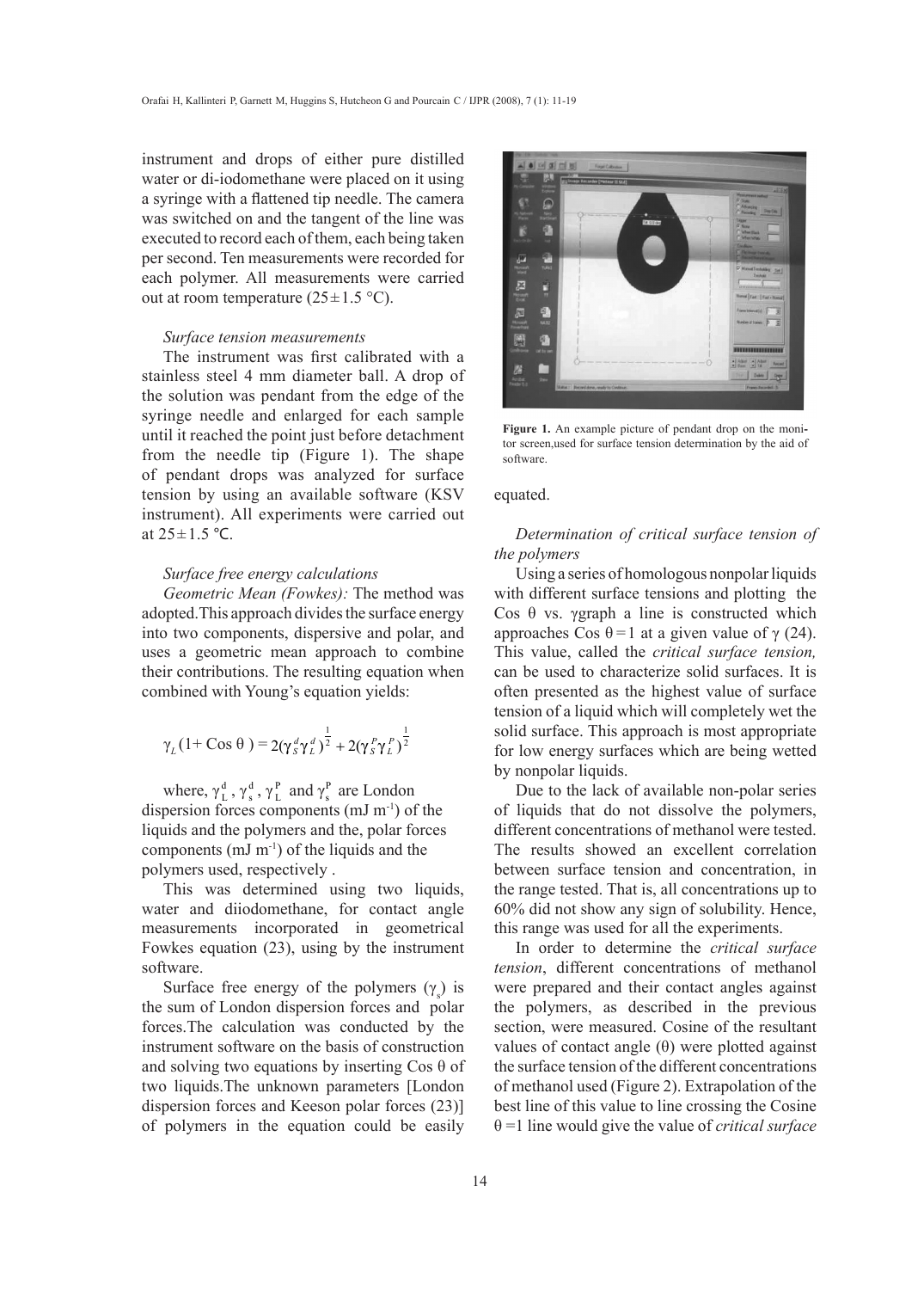instrument and drops of either pure distilled water or di-iodomethane were placed on it using a syringe with a flattened tip needle. The camera was switched on and the tangent of the line was executed to record each of them, each being taken per second. Ten measurements were recorded for each polymer. All measurements were carried out at room temperature (25 ± 1.5 °C).

*Surface tension measurements*

The instrument was first calibrated with a stainless steel 4 mm diameter ball. A drop of the solution was pendant from the edge of the syringe needle and enlarged for each sample until it reached the point just before detachment from the needle tip (Figure 1). The shape of pendant drops was analyzed for surface tension by using an available software (KSV instrument). All experiments were carried out at 25 ± 1.5 °C.

*Surface free energy calculations*

*Geometric Mean (Fowkes):* The method was adopted. This approach divides the surface energy into two components, dispersive and polar, and uses a geometric mean approach to combine their contributions. The resulting equation when combined with Young's equation yields:

$$\gamma_L (1 + \text{Cos}\ \theta) = 2(\gamma_S^d \gamma_L^d)^{\frac{1}{2}} + 2(\gamma_S^P \gamma_L^P)^{\frac{1}{2}}$$

where, $\gamma_L^d$, $\gamma_s^d$, $\gamma_L^P$ and $\gamma_s^P$ are London dispersion forces components (mJ $m^{-1}$) of the liquids and the polymers and the, polar forces components (mJ $m^{-1}$) of the liquids and the polymers used, respectively .

This was determined using two liquids, water and diiodomethane, for contact angle measurements incorporated in geometrical Fowkes equation (23), using by the instrument software.

Surface free energy of the polymers ($\gamma_s$) is the sum of London dispersion forces and polar forces. The calculation was conducted by the instrument software on the basis of construction and solving two equations by inserting Cos θ of two liquids. The unknown parameters [London dispersion forces and Keeson polar forces (23)] of polymers in the equation could be easily equated.

Figure 1. An example picture of pendant drop on the monitor screen,used for surface tension determination by the aid of software.

*Determination of critical surface tension of the polymers*

Using a series of homologous nonpolar liquids with different surface tensions and plotting the Cos θ vs. γgraph a line is constructed which approaches Cos θ = 1 at a given value of γ (24). This value, called the *critical surface tension,* can be used to characterize solid surfaces. It is often presented as the highest value of surface tension of a liquid which will completely wet the solid surface. This approach is most appropriate for low energy surfaces which are being wetted by nonpolar liquids.

Due to the lack of available non-polar series of liquids that do not dissolve the polymers, different concentrations of methanol were tested. The results showed an excellent correlation between surface tension and concentration, in the range tested. That is, all concentrations up to 60% did not show any sign of solubility. Hence, this range was used for all the experiments.

In order to determine the *critical surface tension*, different concentrations of methanol were prepared and their contact angles against the polymers, as described in the previous section, were measured. Cosine of the resultant values of contact angle (θ) were plotted against the surface tension of the different concentrations of methanol used (Figure 2). Extrapolation of the best line of this value to line crossing the Cosine θ = 1 line would give the value of *critical surface*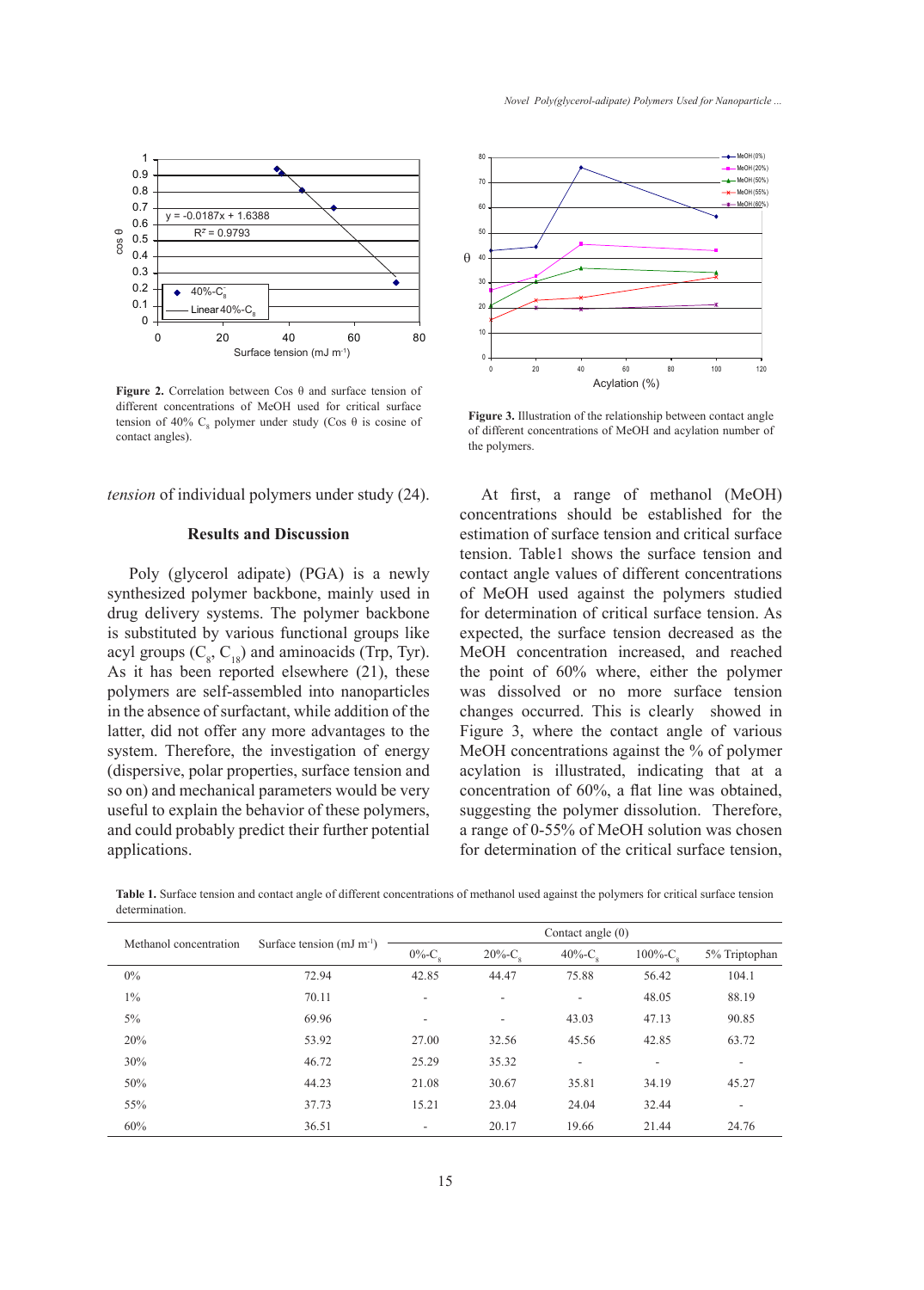**Figure 2.** Correlation between Cos θ and surface tension of different concentrations of MeOH used for critical surface tension of 40% $C_8$ polymer under study (Cos θ is cosine of contact angles).

**Figure 3.** Illustration of the relationship between contact angle of different concentrations of MeOH and acylation number of the polymers.

*tension* of individual polymers under study (24).

## Results and Discussion

Poly (glycerol adipate) (PGA) is a newly synthesized polymer backbone, mainly used in drug delivery systems. The polymer backbone is substituted by various functional groups like acyl groups ($C_8$, $C_{18}$) and aminoacids (Trp, Tyr). As it has been reported elsewhere (21), these polymers are self-assembled into nanoparticles in the absence of surfactant, while addition of the latter, did not offer any more advantages to the system. Therefore, the investigation of energy (dispersive, polar properties, surface tension and so on) and mechanical parameters would be very useful to explain the behavior of these polymers, and could probably predict their further potential applications.

At first, a range of methanol (MeOH) concentrations should be established for the estimation of surface tension and critical surface tension. Table1 shows the surface tension and contact angle values of different concentrations of MeOH used against the polymers studied for determination of critical surface tension. As expected, the surface tension decreased as the MeOH concentration increased, and reached the point of 60% where, either the polymer was dissolved or no more surface tension changes occurred. This is clearly showed in Figure 3, where the contact angle of various MeOH concentrations against the % of polymer acylation is illustrated, indicating that at a concentration of 60%, a flat line was obtained, suggesting the polymer dissolution. Therefore, a range of 0-55% of MeOH solution was chosen for determination of the critical surface tension,

**Table 1.** Surface tension and contact angle of different concentrations of methanol used against the polymers for critical surface tension determination.

| Methanol concentration | Surface tension (mJ m$^{-1}$) | Contact angle (0) | | | | |
|---|---|---|---|---|---|---|
| | | 0%-$C_8$ | 20%-$C_8$ | 40%-$C_8$ | 100%-$C_8$ | 5% Triptophan |
| 0% | 72.94 | 42.85 | 44.47 | 75.88 | 56.42 | 104.1 |
| 1% | 70.11 | - | - | - | 48.05 | 88.19 |
| 5% | 69.96 | - | - | 43.03 | 47.13 | 90.85 |
| 20% | 53.92 | 27.00 | 32.56 | 45.56 | 42.85 | 63.72 |
| 30% | 46.72 | 25.29 | 35.32 | - | - | - |
| 50% | 44.23 | 21.08 | 30.67 | 35.81 | 34.19 | 45.27 |
| 55% | 37.73 | 15.21 | 23.04 | 24.04 | 32.44 | - |
| 60% | 36.51 | - | 20.17 | 19.66 | 21.44 | 24.76 |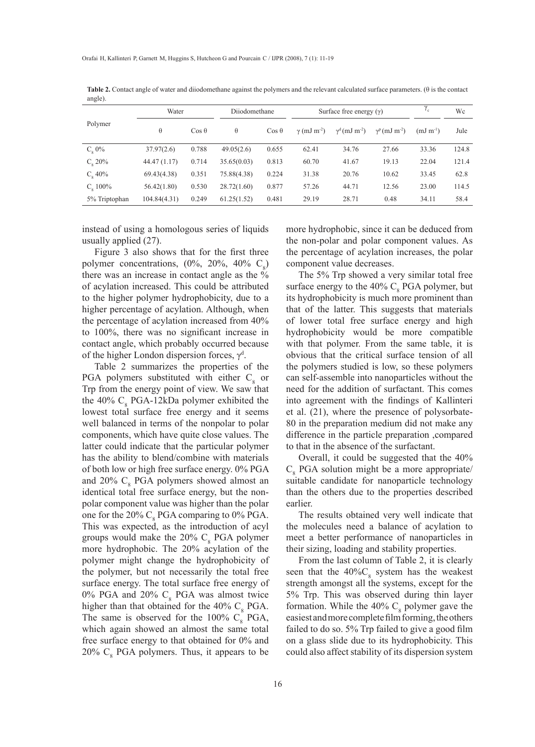**Table 2.** Contact angle of water and diiodomethane against the polymers and the relevant calculated surface parameters. (θ is the contact angle).

| Polymer | Water | | Diiodomethane | | Surface free energy (γ) | | | $\gamma_c$ | Wc |
|---|---|---|---|---|---|---|---|---|---|
| | θ | Cos θ | θ | Cos θ | γ (mJ m$^{-2}$) | $\gamma^d$ (mJ m$^{-2}$) | $\gamma^p$ (mJ m$^{-2}$) | (mJ m$^{-1}$) | Jule |
| $C_8$ 0% | 37.97(2.6) | 0.788 | 49.05(2.6) | 0.655 | 62.41 | 34.76 | 27.66 | 33.36 | 124.8 |
| $C_8$ 20% | 44.47 (1.17) | 0.714 | 35.65(0.03) | 0.813 | 60.70 | 41.67 | 19.13 | 22.04 | 121.4 |
| $C_8$ 40% | 69.43(4.38) | 0.351 | 75.88(4.38) | 0.224 | 31.38 | 20.76 | 10.62 | 33.45 | 62.8 |
| $C_8$ 100% | 56.42(1.80) | 0.530 | 28.72(1.60) | 0.877 | 57.26 | 44.71 | 12.56 | 23.00 | 114.5 |
| 5% Triptophan | 104.84(4.31) | 0.249 | 61.25(1.52) | 0.481 | 29.19 | 28.71 | 0.48 | 34.11 | 58.4 |

instead of using a homologous series of liquids usually applied (27).

Figure 3 also shows that for the first three polymer concentrations, (0%, 20%, 40% $C_8$) there was an increase in contact angle as the % of acylation increased. This could be attributed to the higher polymer hydrophobicity, due to a higher percentage of acylation. Although, when the percentage of acylation increased from 40% to 100%, there was no significant increase in contact angle, which probably occurred because of the higher London dispersion forces, $\gamma^d$.

Table 2 summarizes the properties of the PGA polymers substituted with either $C_8$ or Trp from the energy point of view. We saw that the 40% $C_8$ PGA-12kDa polymer exhibited the lowest total surface free energy and it seems well balanced in terms of the nonpolar to polar components, which have quite close values. The latter could indicate that the particular polymer has the ability to blend/combine with materials of both low or high free surface energy. 0% PGA and 20% $C_8$ PGA polymers showed almost an identical total free surface energy, but the non-polar component value was higher than the polar one for the 20% $C_8$ PGA comparing to 0% PGA. This was expected, as the introduction of acyl groups would make the 20% $C_8$ PGA polymer more hydrophobic. The 20% acylation of the polymer might change the hydrophobicity of the polymer, but not necessarily the total free surface energy. The total surface free energy of 0% PGA and 20% $C_8$ PGA was almost twice higher than that obtained for the 40% $C_8$ PGA. The same is observed for the 100% $C_8$ PGA, which again showed an almost the same total free surface energy to that obtained for 0% and 20% $C_8$ PGA polymers. Thus, it appears to be more hydrophobic, since it can be deduced from the non-polar and polar component values. As the percentage of acylation increases, the polar component value decreases.

The 5% Trp showed a very similar total free surface energy to the 40% $C_8$ PGA polymer, but its hydrophobicity is much more prominent than that of the latter. This suggests that materials of lower total free surface energy and high hydrophobicity would be more compatible with that polymer. From the same table, it is obvious that the critical surface tension of all the polymers studied is low, so these polymers can self-assemble into nanoparticles without the need for the addition of surfactant. This comes into agreement with the findings of Kallinteri et al. (21), where the presence of polysorbate-80 in the preparation medium did not make any difference in the particle preparation ,compared to that in the absence of the surfactant.

Overall, it could be suggested that the 40% $C_8$ PGA solution might be a more appropriate/suitable candidate for nanoparticle technology than the others due to the properties described earlier.

The results obtained very well indicate that the molecules need a balance of acylation to meet a better performance of nanoparticles in their sizing, loading and stability properties.

From the last column of Table 2, it is clearly seen that the 40%$C_8$ system has the weakest strength amongst all the systems, except for the 5% Trp. This was observed during thin layer formation. While the 40% $C_8$ polymer gave the easiest and more complete film forming, the others failed to do so. 5% Trp failed to give a good film on a glass slide due to its hydrophobicity. This could also affect stability of its dispersion system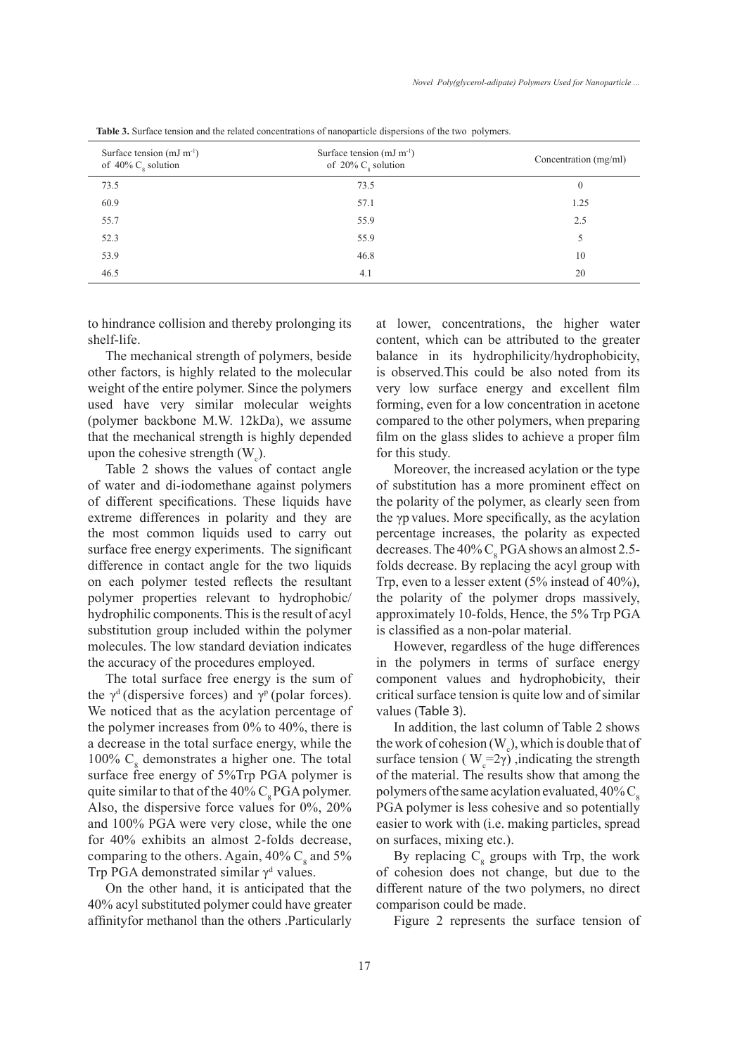**Table 3.** Surface tension and the related concentrations of nanoparticle dispersions of the two polymers.

| Surface tension (mJ $m^{-1}$) of 40% $C_8$ solution | Surface tension (mJ $m^{-1}$) of 20% $C_8$ solution | Concentration (mg/ml) |
|---|---|---|
| 73.5 | 73.5 | 0 |
| 60.9 | 57.1 | 1.25 |
| 55.7 | 55.9 | 2.5 |
| 52.3 | 55.9 | 5 |
| 53.9 | 46.8 | 10 |
| 46.5 | 4.1 | 20 |

to hindrance collision and thereby prolonging its shelf-life.

The mechanical strength of polymers, beside other factors, is highly related to the molecular weight of the entire polymer. Since the polymers used have very similar molecular weights (polymer backbone M.W. 12kDa), we assume that the mechanical strength is highly depended upon the cohesive strength ($W_c$).

Table 2 shows the values of contact angle of water and di-iodomethane against polymers of different specifications. These liquids have extreme differences in polarity and they are the most common liquids used to carry out surface free energy experiments. The significant difference in contact angle for the two liquids on each polymer tested reflects the resultant polymer properties relevant to hydrophobic/hydrophilic components. This is the result of acyl substitution group included within the polymer molecules. The low standard deviation indicates the accuracy of the procedures employed.

The total surface free energy is the sum of the $\gamma^d$ (dispersive forces) and $\gamma^p$ (polar forces). We noticed that as the acylation percentage of the polymer increases from 0% to 40%, there is a decrease in the total surface energy, while the 100% $C_8$ demonstrates a higher one. The total surface free energy of 5%Trp PGA polymer is quite similar to that of the 40% $C_8$ PGA polymer. Also, the dispersive force values for 0%, 20% and 100% PGA were very close, while the one for 40% exhibits an almost 2-folds decrease, comparing to the others. Again, 40% $C_8$ and 5% Trp PGA demonstrated similar $\gamma^d$ values.

On the other hand, it is anticipated that the 40% acyl substituted polymer could have greater affinityfor methanol than the others .Particularly at lower, concentrations, the higher water content, which can be attributed to the greater balance in its hydrophilicity/hydrophobicity, is observed.This could be also noted from its very low surface energy and excellent film forming, even for a low concentration in acetone compared to the other polymers, when preparing film on the glass slides to achieve a proper film for this study.

Moreover, the increased acylation or the type of substitution has a more prominent effect on the polarity of the polymer, as clearly seen from the $\gamma$p values. More specifically, as the acylation percentage increases, the polarity as expected decreases. The 40% $C_8$ PGA shows an almost 2.5-folds decrease. By replacing the acyl group with Trp, even to a lesser extent (5% instead of 40%), the polarity of the polymer drops massively, approximately 10-folds, Hence, the 5% Trp PGA is classified as a non-polar material.

However, regardless of the huge differences in the polymers in terms of surface energy component values and hydrophobicity, their critical surface tension is quite low and of similar values (Table 3).

In addition, the last column of Table 2 shows the work of cohesion ($W_c$), which is double that of surface tension ( $W_c$=2$\gamma$) ,indicating the strength of the material. The results show that among the polymers of the same acylation evaluated, 40% $C_8$ PGA polymer is less cohesive and so potentially easier to work with (i.e. making particles, spread on surfaces, mixing etc.).

By replacing $C_8$ groups with Trp, the work of cohesion does not change, but due to the different nature of the two polymers, no direct comparison could be made.

Figure 2 represents the surface tension of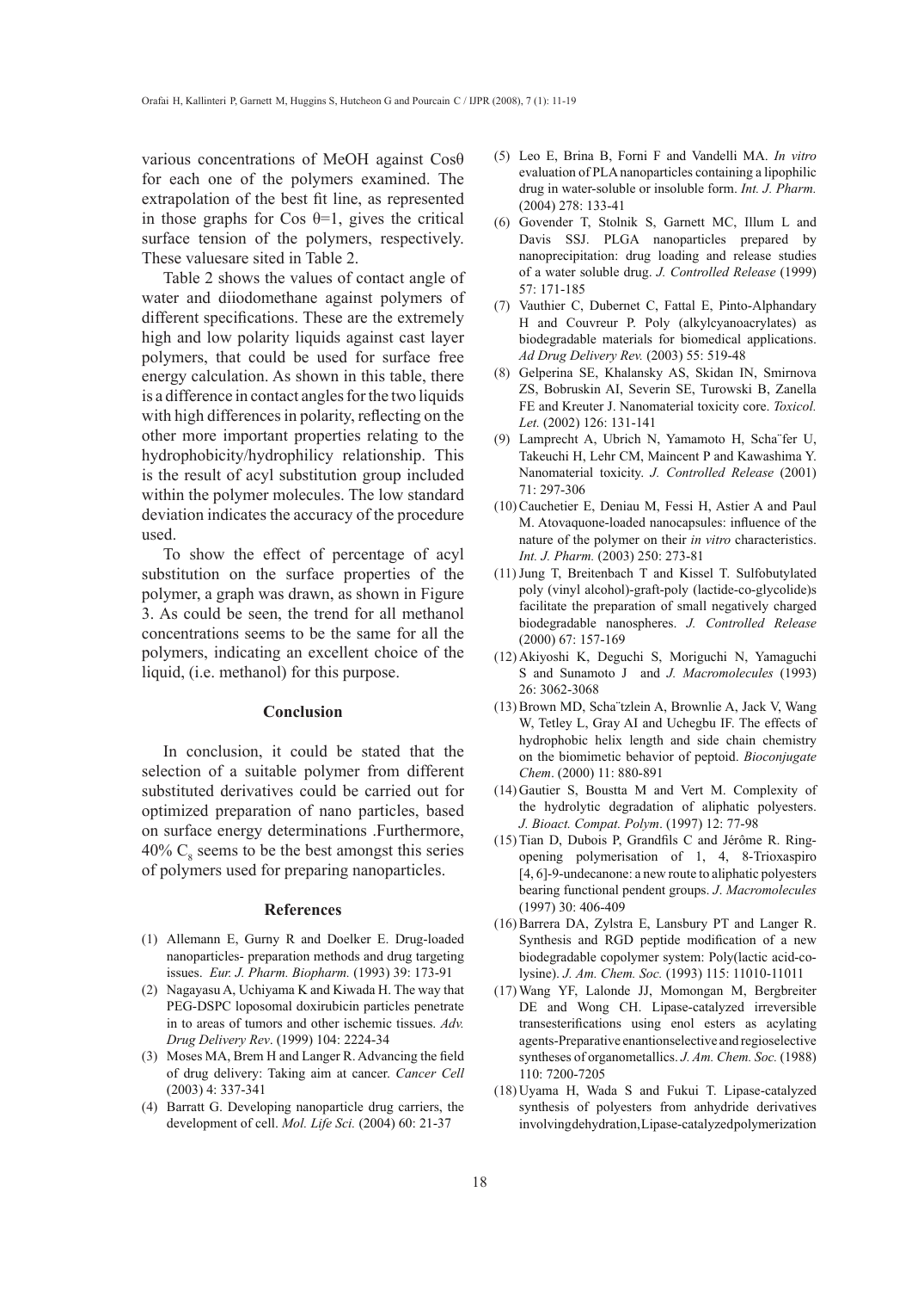various concentrations of MeOH against Cosθ for each one of the polymers examined. The extrapolation of the best fit line, as represented in those graphs for Cos θ=1, gives the critical surface tension of the polymers, respectively. These valuesare sited in Table 2.

Table 2 shows the values of contact angle of water and diiodomethane against polymers of different specifications. These are the extremely high and low polarity liquids against cast layer polymers, that could be used for surface free energy calculation. As shown in this table, there is a difference in contact angles for the two liquids with high differences in polarity, reflecting on the other more important properties relating to the hydrophobicity/hydrophilicy relationship. This is the result of acyl substitution group included within the polymer molecules. The low standard deviation indicates the accuracy of the procedure used.

To show the effect of percentage of acyl substitution on the surface properties of the polymer, a graph was drawn, as shown in Figure 3. As could be seen, the trend for all methanol concentrations seems to be the same for all the polymers, indicating an excellent choice of the liquid, (i.e. methanol) for this purpose.

## Conclusion

In conclusion, it could be stated that the selection of a suitable polymer from different substituted derivatives could be carried out for optimized preparation of nano particles, based on surface energy determinations .Furthermore, 40% $C_8$ seems to be the best amongst this series of polymers used for preparing nanoparticles.

## References

(1) Allemann E, Gurny R and Doelker E. Drug-loaded nanoparticles- preparation methods and drug targeting issues. *Eur. J. Pharm. Biopharm.* (1993) 39: 173-91

(2) Nagayasu A, Uchiyama K and Kiwada H. The way that PEG-DSPC loposomal doxirubicin particles penetrate in to areas of tumors and other ischemic tissues. *Adv. Drug Delivery Rev*. (1999) 104: 2224-34

(3) Moses MA, Brem H and Langer R. Advancing the field of drug delivery: Taking aim at cancer. *Cancer Cell* (2003) 4: 337-341

(4) Barratt G. Developing nanoparticle drug carriers, the development of cell. *Mol. Life Sci.* (2004) 60: 21-37

(5) Leo E, Brina B, Forni F and Vandelli MA. *In vitro* evaluation of PLA nanoparticles containing a lipophilic drug in water-soluble or insoluble form. *Int. J. Pharm.* (2004) 278: 133-41

(6) Govender T, Stolnik S, Garnett MC, Illum L and Davis SSJ. PLGA nanoparticles prepared by nanoprecipitation: drug loading and release studies of a water soluble drug. *J. Controlled Release* (1999) 57: 171-185

(7) Vauthier C, Dubernet C, Fattal E, Pinto-Alphandary H and Couvreur P. Poly (alkylcyanoacrylates) as biodegradable materials for biomedical applications. *Ad Drug Delivery Rev.* (2003) 55: 519-48

(8) Gelperina SE, Khalansky AS, Skidan IN, Smirnova ZS, Bobruskin AI, Severin SE, Turowski B, Zanella FE and Kreuter J. Nanomaterial toxicity core. *Toxicol. Let.* (2002) 126: 131-141

(9) Lamprecht A, Ubrich N, Yamamoto H, Scha¨fer U, Takeuchi H, Lehr CM, Maincent P and Kawashima Y. Nanomaterial toxicity. *J. Controlled Release* (2001) 71: 297-306

(10) Cauchetier E, Deniau M, Fessi H, Astier A and Paul M. Atovaquone-loaded nanocapsules: influence of the nature of the polymer on their *in vitro* characteristics. *Int. J. Pharm.* (2003) 250: 273-81

(11) Jung T, Breitenbach T and Kissel T. Sulfobutylated poly (vinyl alcohol)-graft-poly (lactide-co-glycolide)s facilitate the preparation of small negatively charged biodegradable nanospheres. *J. Controlled Release* (2000) 67: 157-169

(12) Akiyoshi K, Deguchi S, Moriguchi N, Yamaguchi S and Sunamoto J and *J. Macromolecules* (1993) 26: 3062-3068

(13) Brown MD, Scha¨tzlein A, Brownlie A, Jack V, Wang W, Tetley L, Gray AI and Uchegbu IF. The effects of hydrophobic helix length and side chain chemistry on the biomimetic behavior of peptoid. *Bioconjugate Chem*. (2000) 11: 880-891

(14) Gautier S, Boustta M and Vert M. Complexity of the hydrolytic degradation of aliphatic polyesters. *J. Bioact. Compat. Polym*. (1997) 12: 77-98

(15) Tian D, Dubois P, Grandfils C and Jérôme R. Ring-opening polymerisation of 1, 4, 8-Trioxaspiro [4, 6]-9-undecanone: a new route to aliphatic polyesters bearing functional pendent groups. *J. Macromolecules* (1997) 30: 406-409

(16) Barrera DA, Zylstra E, Lansbury PT and Langer R. Synthesis and RGD peptide modification of a new biodegradable copolymer system: Poly(lactic acid-co-lysine). *J. Am. Chem. Soc.* (1993) 115: 11010-11011

(17) Wang YF, Lalonde JJ, Momongan M, Bergbreiter DE and Wong CH. Lipase-catalyzed irreversible transesterifications using enol esters as acylating agents-Preparative enantioselective and regioselective syntheses of organometallics. *J. Am. Chem. Soc.* (1988) 110: 7200-7205

(18) Uyama H, Wada S and Fukui T. Lipase-catalyzed synthesis of polyesters from anhydride derivatives involvingdehydration,Lipase-catalyzedpolymerization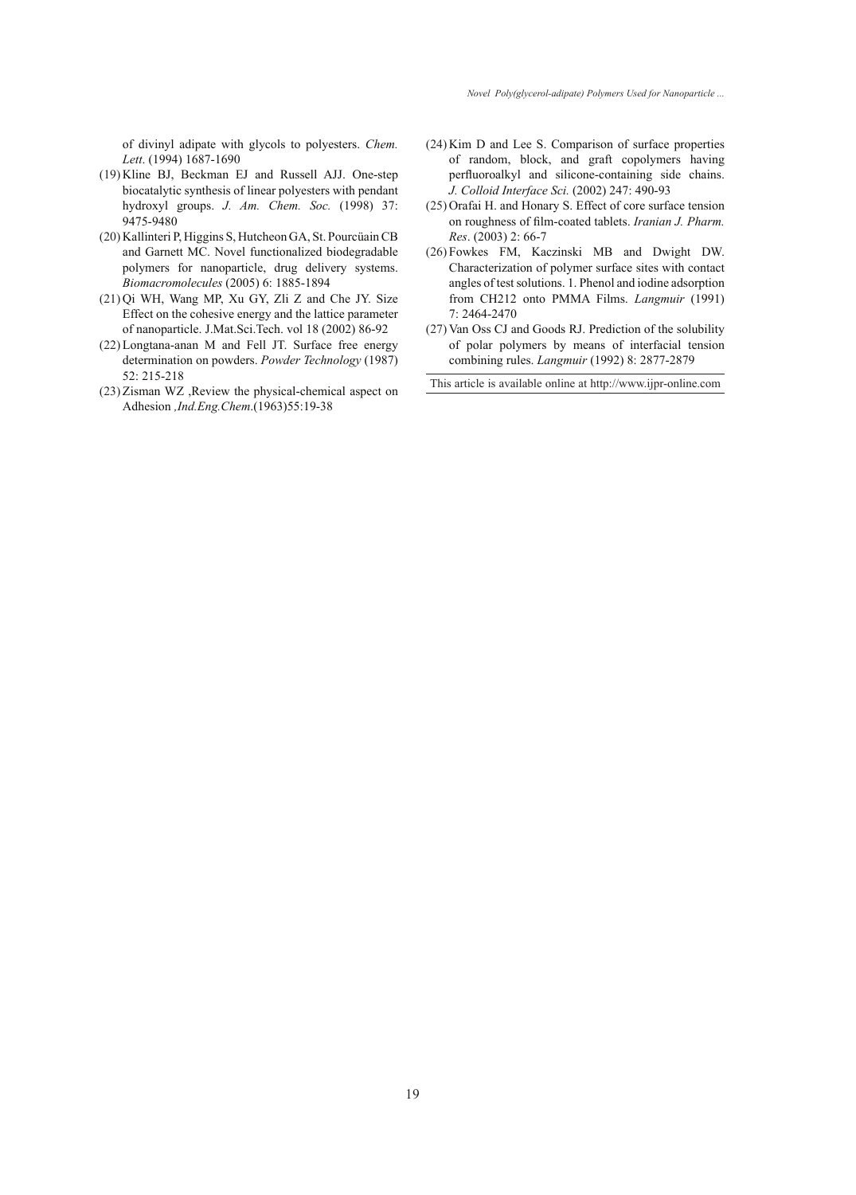of divinyl adipate with glycols to polyesters. *Chem. Lett*. (1994) 1687-1690

(19) Kline BJ, Beckman EJ and Russell AJJ. One-step biocatalytic synthesis of linear polyesters with pendant hydroxyl groups. *J. Am. Chem. Soc.* (1998) 37: 9475-9480

(20) Kallinteri P, Higgins S, Hutcheon GA, St. Pourcüain CB and Garnett MC. Novel functionalized biodegradable polymers for nanoparticle, drug delivery systems. *Biomacromolecules* (2005) 6: 1885-1894

(21) Qi WH, Wang MP, Xu GY, Zli Z and Che JY. Size Effect on the cohesive energy and the lattice parameter of nanoparticle. J.Mat.Sci.Tech. vol 18 (2002) 86-92

(22) Longtana-anan M and Fell JT. Surface free energy determination on powders. *Powder Technology* (1987) 52: 215-218

(23) Zisman WZ ,Review the physical-chemical aspect on Adhesion *,Ind.Eng.Chem*.(1963)55:19-38

(24) Kim D and Lee S. Comparison of surface properties of random, block, and graft copolymers having perfluoroalkyl and silicone-containing side chains. *J. Colloid Interface Sci.* (2002) 247: 490-93

(25) Orafai H. and Honary S. Effect of core surface tension on roughness of film-coated tablets. *Iranian J. Pharm. Res*. (2003) 2: 66-7

(26) Fowkes FM, Kaczinski MB and Dwight DW. Characterization of polymer surface sites with contact angles of test solutions. 1. Phenol and iodine adsorption from CH212 onto PMMA Films. *Langmuir* (1991) 7: 2464-2470

(27) Van Oss CJ and Goods RJ. Prediction of the solubility of polar polymers by means of interfacial tension combining rules. *Langmuir* (1992) 8: 2877-2879

This article is available online at http://www.ijpr-online.com